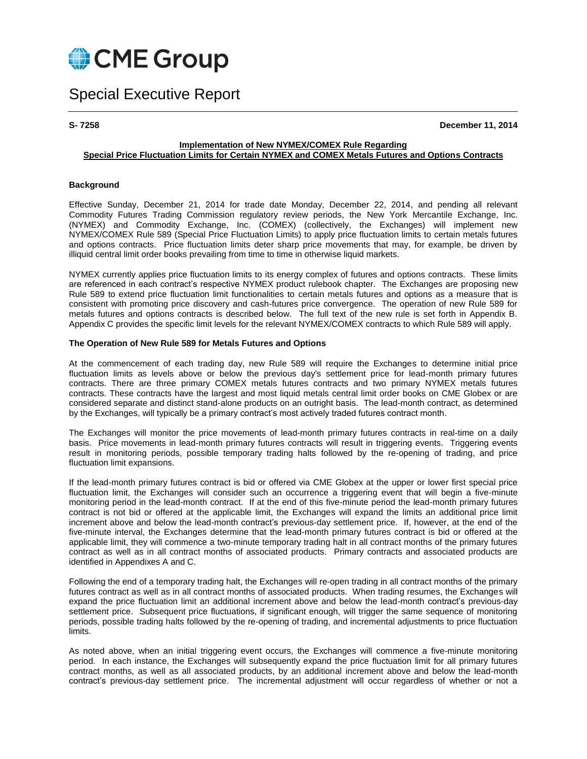CME Group

# Special Executive Report

**S- 7258** **December 11, 2014**

**Implementation of New NYMEX/COMEX Rule Regarding Special Price Fluctuation Limits for Certain NYMEX and COMEX Metals Futures and Options Contracts**

### Background

Effective Sunday, December 21, 2014 for trade date Monday, December 22, 2014, and pending all relevant Commodity Futures Trading Commission regulatory review periods, the New York Mercantile Exchange, Inc. (NYMEX) and Commodity Exchange, Inc. (COMEX) (collectively, the Exchanges) will implement new NYMEX/COMEX Rule 589 (Special Price Fluctuation Limits) to apply price fluctuation limits to certain metals futures and options contracts. Price fluctuation limits deter sharp price movements that may, for example, be driven by illiquid central limit order books prevailing from time to time in otherwise liquid markets.

NYMEX currently applies price fluctuation limits to its energy complex of futures and options contracts. These limits are referenced in each contract's respective NYMEX product rulebook chapter. The Exchanges are proposing new Rule 589 to extend price fluctuation limit functionalities to certain metals futures and options as a measure that is consistent with promoting price discovery and cash-futures price convergence. The operation of new Rule 589 for metals futures and options contracts is described below. The full text of the new rule is set forth in Appendix B. Appendix C provides the specific limit levels for the relevant NYMEX/COMEX contracts to which Rule 589 will apply.

### The Operation of New Rule 589 for Metals Futures and Options

At the commencement of each trading day, new Rule 589 will require the Exchanges to determine initial price fluctuation limits as levels above or below the previous day's settlement price for lead-month primary futures contracts. There are three primary COMEX metals futures contracts and two primary NYMEX metals futures contracts. These contracts have the largest and most liquid metals central limit order books on CME Globex or are considered separate and distinct stand-alone products on an outright basis. The lead-month contract, as determined by the Exchanges, will typically be a primary contract's most actively traded futures contract month.

The Exchanges will monitor the price movements of lead-month primary futures contracts in real-time on a daily basis. Price movements in lead-month primary futures contracts will result in triggering events. Triggering events result in monitoring periods, possible temporary trading halts followed by the re-opening of trading, and price fluctuation limit expansions.

If the lead-month primary futures contract is bid or offered via CME Globex at the upper or lower first special price fluctuation limit, the Exchanges will consider such an occurrence a triggering event that will begin a five-minute monitoring period in the lead-month contract. If at the end of this five-minute period the lead-month primary futures contract is not bid or offered at the applicable limit, the Exchanges will expand the limits an additional price limit increment above and below the lead-month contract's previous-day settlement price. If, however, at the end of the five-minute interval, the Exchanges determine that the lead-month primary futures contract is bid or offered at the applicable limit, they will commence a two-minute temporary trading halt in all contract months of the primary futures contract as well as in all contract months of associated products. Primary contracts and associated products are identified in Appendixes A and C.

Following the end of a temporary trading halt, the Exchanges will re-open trading in all contract months of the primary futures contract as well as in all contract months of associated products. When trading resumes, the Exchanges will expand the price fluctuation limit an additional increment above and below the lead-month contract's previous-day settlement price. Subsequent price fluctuations, if significant enough, will trigger the same sequence of monitoring periods, possible trading halts followed by the re-opening of trading, and incremental adjustments to price fluctuation limits.

As noted above, when an initial triggering event occurs, the Exchanges will commence a five-minute monitoring period. In each instance, the Exchanges will subsequently expand the price fluctuation limit for all primary futures contract months, as well as all associated products, by an additional increment above and below the lead-month contract's previous-day settlement price. The incremental adjustment will occur regardless of whether or not a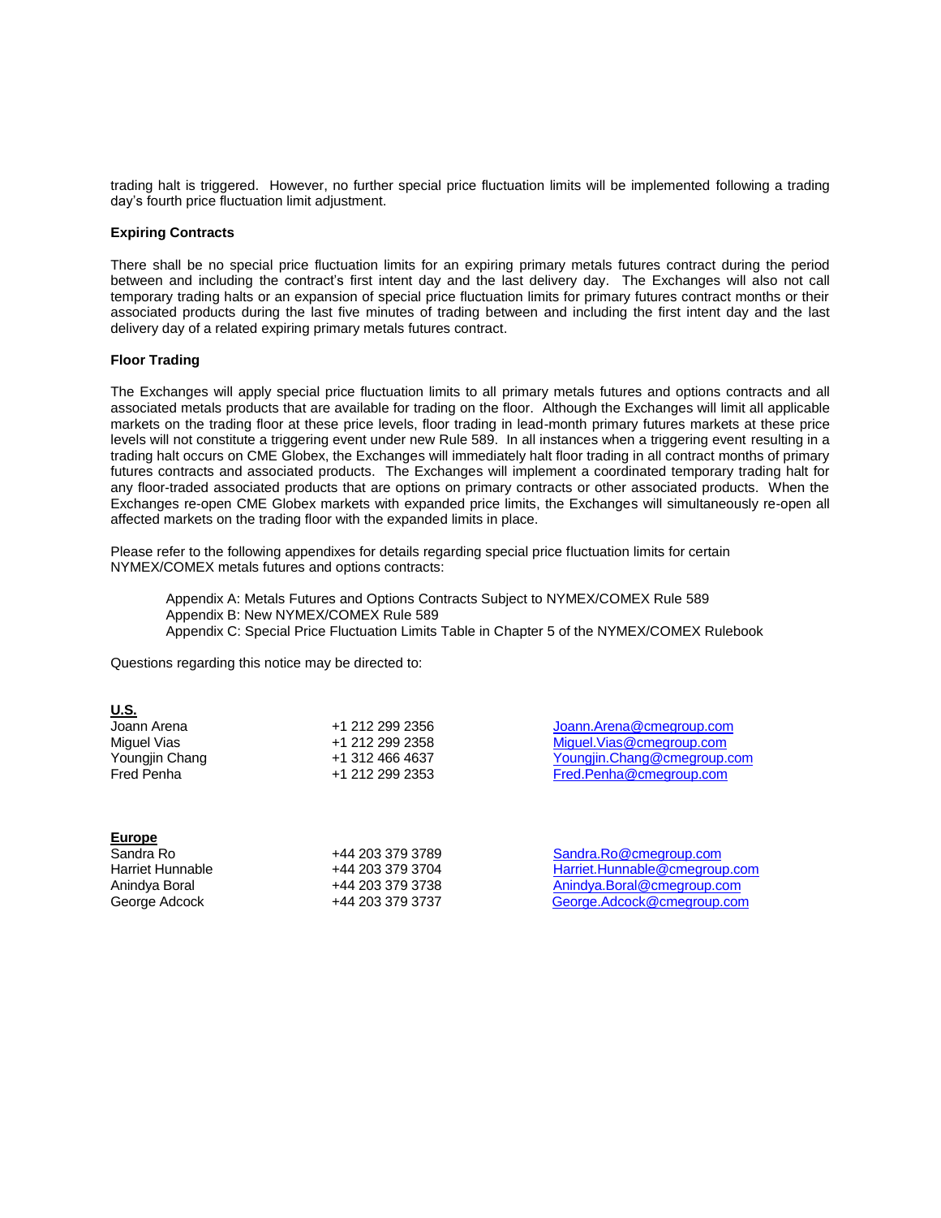trading halt is triggered. However, no further special price fluctuation limits will be implemented following a trading day's fourth price fluctuation limit adjustment.

**Expiring Contracts**

There shall be no special price fluctuation limits for an expiring primary metals futures contract during the period between and including the contract's first intent day and the last delivery day. The Exchanges will also not call temporary trading halts or an expansion of special price fluctuation limits for primary futures contract months or their associated products during the last five minutes of trading between and including the first intent day and the last delivery day of a related expiring primary metals futures contract.

**Floor Trading**

The Exchanges will apply special price fluctuation limits to all primary metals futures and options contracts and all associated metals products that are available for trading on the floor. Although the Exchanges will limit all applicable markets on the trading floor at these price levels, floor trading in lead-month primary futures markets at these price levels will not constitute a triggering event under new Rule 589. In all instances when a triggering event resulting in a trading halt occurs on CME Globex, the Exchanges will immediately halt floor trading in all contract months of primary futures contracts and associated products. The Exchanges will implement a coordinated temporary trading halt for any floor-traded associated products that are options on primary contracts or other associated products. When the Exchanges re-open CME Globex markets with expanded price limits, the Exchanges will simultaneously re-open all affected markets on the trading floor with the expanded limits in place.

Please refer to the following appendixes for details regarding special price fluctuation limits for certain NYMEX/COMEX metals futures and options contracts:

Appendix A: Metals Futures and Options Contracts Subject to NYMEX/COMEX Rule 589
Appendix B: New NYMEX/COMEX Rule 589
Appendix C: Special Price Fluctuation Limits Table in Chapter 5 of the NYMEX/COMEX Rulebook

Questions regarding this notice may be directed to:

**U.S.**

| | | |
|---|---|---|
| Joann Arena | +1 212 299 2356 | Joann.Arena@cmegroup.com |
| Miguel Vias | +1 212 299 2358 | Miguel.Vias@cmegroup.com |
| Youngjin Chang | +1 312 466 4637 | Youngjin.Chang@cmegroup.com |
| Fred Penha | +1 212 299 2353 | Fred.Penha@cmegroup.com |

**Europe**

| | | |
|---|---|---|
| Sandra Ro | +44 203 379 3789 | Sandra.Ro@cmegroup.com |
| Harriet Hunnable | +44 203 379 3704 | Harriet.Hunnable@cmegroup.com |
| Anindya Boral | +44 203 379 3738 | Anindya.Boral@cmegroup.com |
| George Adcock | +44 203 379 3737 | George.Adcock@cmegroup.com |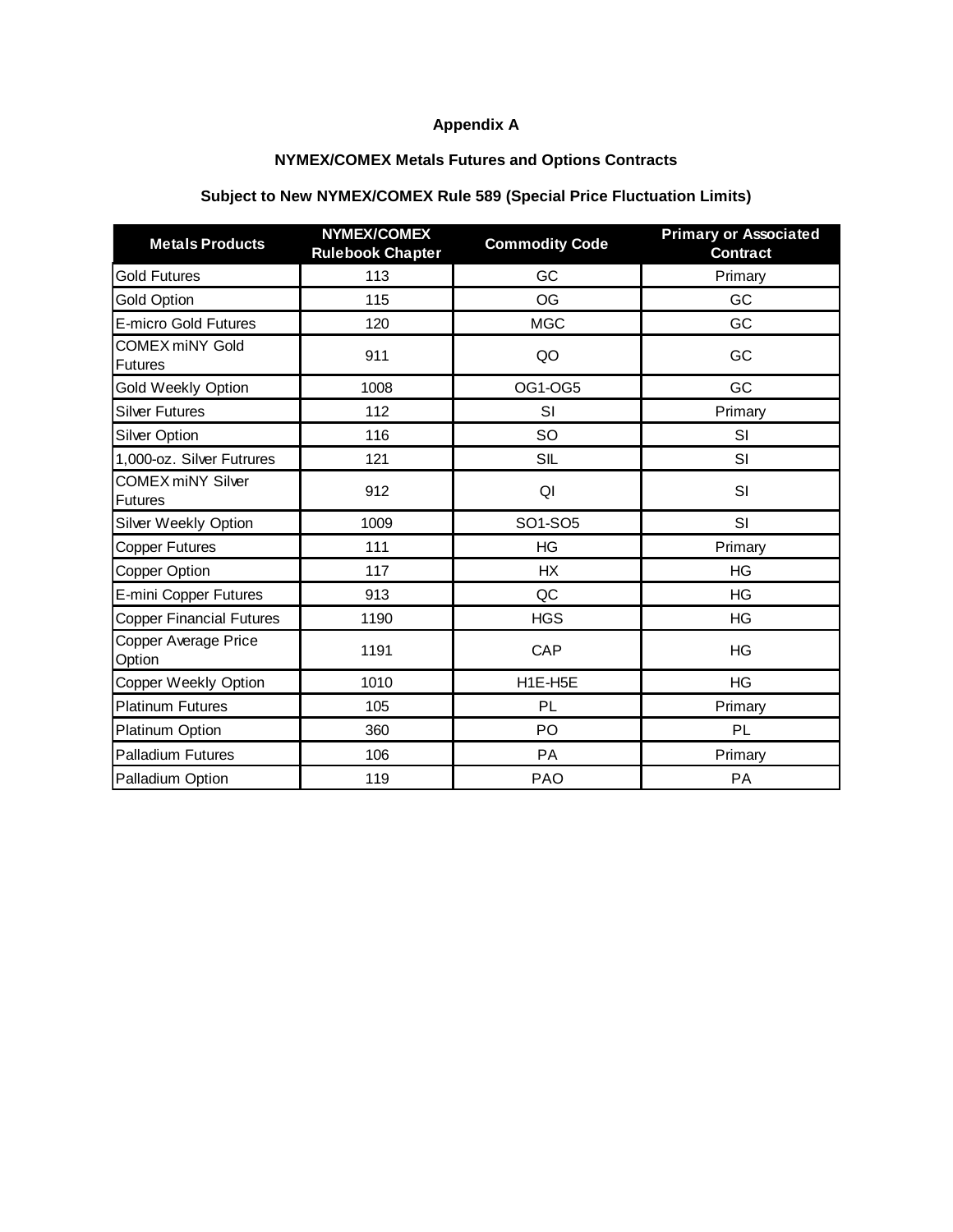**Appendix A**

**NYMEX/COMEX Metals Futures and Options Contracts**

**Subject to New NYMEX/COMEX Rule 589 (Special Price Fluctuation Limits)**

| Metals Products | NYMEX/COMEX Rulebook Chapter | Commodity Code | Primary or Associated Contract |
|---|---|---|---|
| Gold Futures | 113 | GC | Primary |
| Gold Option | 115 | OG | GC |
| E-micro Gold Futures | 120 | MGC | GC |
| COMEX miNY Gold Futures | 911 | QO | GC |
| Gold Weekly Option | 1008 | OG1-OG5 | GC |
| Silver Futures | 112 | SI | Primary |
| Silver Option | 116 | SO | SI |
| 1,000-oz. Silver Futrures | 121 | SIL | SI |
| COMEX miNY Silver Futures | 912 | QI | SI |
| Silver Weekly Option | 1009 | SO1-SO5 | SI |
| Copper Futures | 111 | HG | Primary |
| Copper Option | 117 | HX | HG |
| E-mini Copper Futures | 913 | QC | HG |
| Copper Financial Futures | 1190 | HGS | HG |
| Copper Average Price Option | 1191 | CAP | HG |
| Copper Weekly Option | 1010 | H1E-H5E | HG |
| Platinum Futures | 105 | PL | Primary |
| Platinum Option | 360 | PO | PL |
| Palladium Futures | 106 | PA | Primary |
| Palladium Option | 119 | PAO | PA |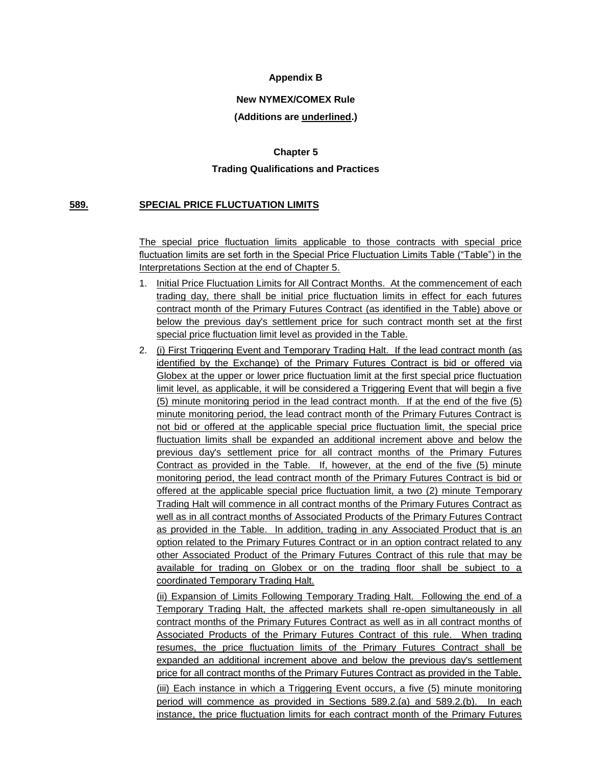**Appendix B**

**New NYMEX/COMEX Rule**

**(Additions are underlined.)**

**Chapter 5**

**Trading Qualifications and Practices**

## 589. SPECIAL PRICE FLUCTUATION LIMITS

The special price fluctuation limits applicable to those contracts with special price fluctuation limits are set forth in the Special Price Fluctuation Limits Table ("Table") in the Interpretations Section at the end of Chapter 5.

1. Initial Price Fluctuation Limits for All Contract Months. At the commencement of each trading day, there shall be initial price fluctuation limits in effect for each futures contract month of the Primary Futures Contract (as identified in the Table) above or below the previous day's settlement price for such contract month set at the first special price fluctuation limit level as provided in the Table.

2. (i) First Triggering Event and Temporary Trading Halt. If the lead contract month (as identified by the Exchange) of the Primary Futures Contract is bid or offered via Globex at the upper or lower price fluctuation limit at the first special price fluctuation limit level, as applicable, it will be considered a Triggering Event that will begin a five (5) minute monitoring period in the lead contract month. If at the end of the five (5) minute monitoring period, the lead contract month of the Primary Futures Contract is not bid or offered at the applicable special price fluctuation limit, the special price fluctuation limits shall be expanded an additional increment above and below the previous day's settlement price for all contract months of the Primary Futures Contract as provided in the Table. If, however, at the end of the five (5) minute monitoring period, the lead contract month of the Primary Futures Contract is bid or offered at the applicable special price fluctuation limit, a two (2) minute Temporary Trading Halt will commence in all contract months of the Primary Futures Contract as well as in all contract months of Associated Products of the Primary Futures Contract as provided in the Table. In addition, trading in any Associated Product that is an option related to the Primary Futures Contract or in an option contract related to any other Associated Product of the Primary Futures Contract of this rule that may be available for trading on Globex or on the trading floor shall be subject to a coordinated Temporary Trading Halt.

   (ii) Expansion of Limits Following Temporary Trading Halt. Following the end of a Temporary Trading Halt, the affected markets shall re-open simultaneously in all contract months of the Primary Futures Contract as well as in all contract months of Associated Products of the Primary Futures Contract of this rule. When trading resumes, the price fluctuation limits of the Primary Futures Contract shall be expanded an additional increment above and below the previous day's settlement price for all contract months of the Primary Futures Contract as provided in the Table.

   (iii) Each instance in which a Triggering Event occurs, a five (5) minute monitoring period will commence as provided in Sections 589.2.(a) and 589.2.(b). In each instance, the price fluctuation limits for each contract month of the Primary Futures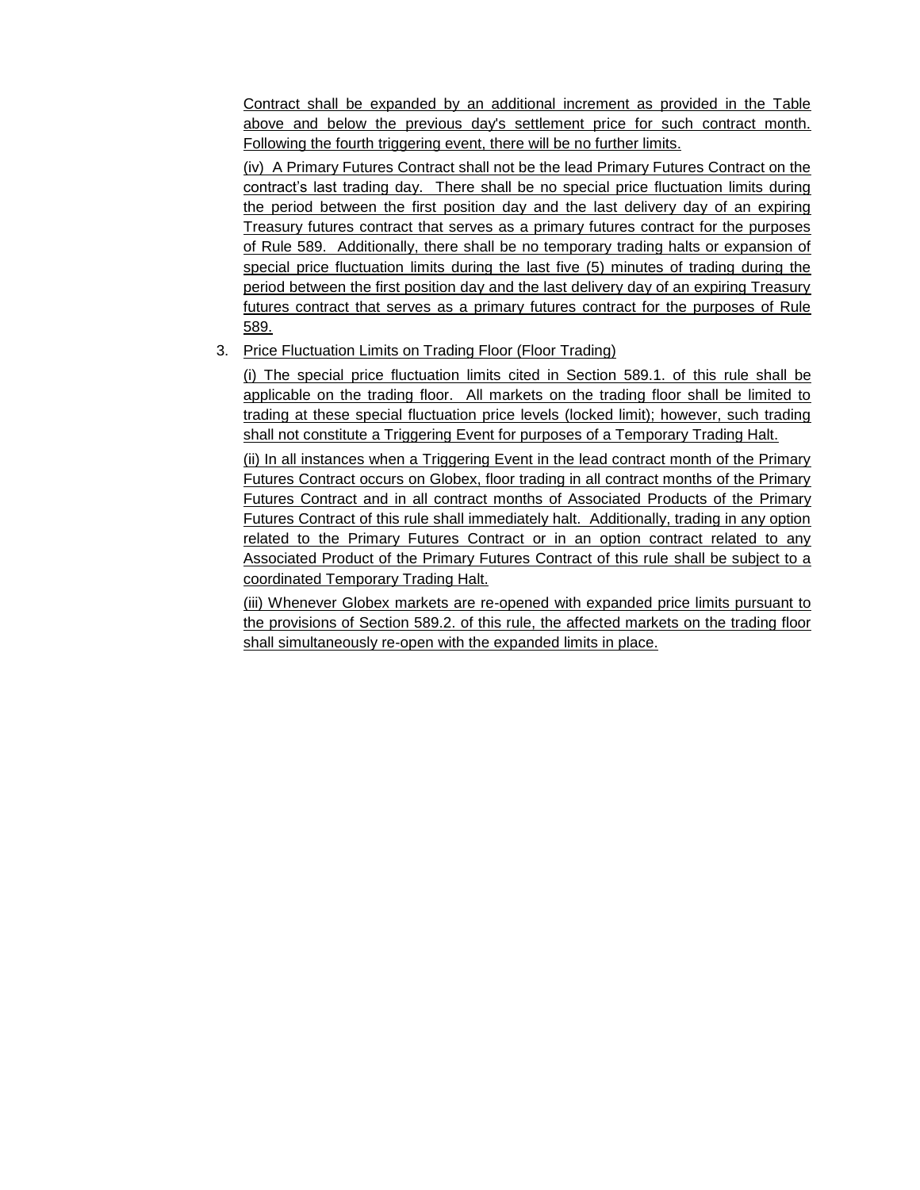Contract shall be expanded by an additional increment as provided in the Table above and below the previous day's settlement price for such contract month. Following the fourth triggering event, there will be no further limits.

(iv) A Primary Futures Contract shall not be the lead Primary Futures Contract on the contract's last trading day. There shall be no special price fluctuation limits during the period between the first position day and the last delivery day of an expiring Treasury futures contract that serves as a primary futures contract for the purposes of Rule 589. Additionally, there shall be no temporary trading halts or expansion of special price fluctuation limits during the last five (5) minutes of trading during the period between the first position day and the last delivery day of an expiring Treasury futures contract that serves as a primary futures contract for the purposes of Rule 589.

3. Price Fluctuation Limits on Trading Floor (Floor Trading)

   (i) The special price fluctuation limits cited in Section 589.1. of this rule shall be applicable on the trading floor. All markets on the trading floor shall be limited to trading at these special fluctuation price levels (locked limit); however, such trading shall not constitute a Triggering Event for purposes of a Temporary Trading Halt.

   (ii) In all instances when a Triggering Event in the lead contract month of the Primary Futures Contract occurs on Globex, floor trading in all contract months of the Primary Futures Contract and in all contract months of Associated Products of the Primary Futures Contract of this rule shall immediately halt. Additionally, trading in any option related to the Primary Futures Contract or in an option contract related to any Associated Product of the Primary Futures Contract of this rule shall be subject to a coordinated Temporary Trading Halt.

   (iii) Whenever Globex markets are re-opened with expanded price limits pursuant to the provisions of Section 589.2. of this rule, the affected markets on the trading floor shall simultaneously re-open with the expanded limits in place.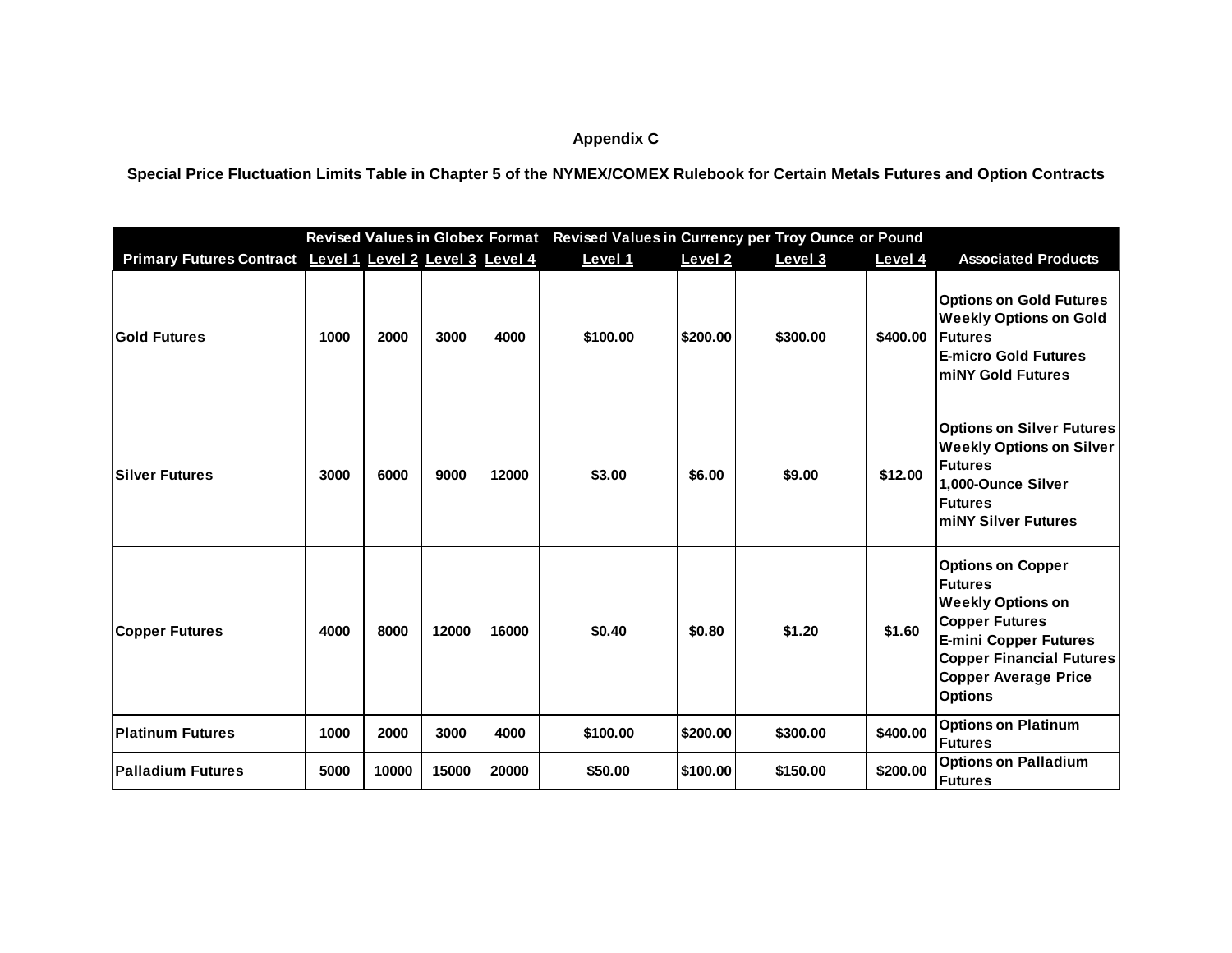**Appendix C**

**Special Price Fluctuation Limits Table in Chapter 5 of the NYMEX/COMEX Rulebook for Certain Metals Futures and Option Contracts**

| | Revised Values in Globex Format | | | | Revised Values in Currency per Troy Ounce or Pound | | | | |
|---|---|---|---|---|---|---|---|---|---|
| **Primary Futures Contract** | **Level 1** | **Level 2** | **Level 3** | **Level 4** | **Level 1** | **Level 2** | **Level 3** | **Level 4** | **Associated Products** |
| **Gold Futures** | 1000 | 2000 | 3000 | 4000 | $100.00 | $200.00 | $300.00 | $400.00 | Options on Gold Futures<br>Weekly Options on Gold Futures<br>E-micro Gold Futures<br>miNY Gold Futures |
| **Silver Futures** | 3000 | 6000 | 9000 | 12000 | $3.00 | $6.00 | $9.00 | $12.00 | Options on Silver Futures<br>Weekly Options on Silver Futures<br>1,000-Ounce Silver Futures<br>miNY Silver Futures |
| **Copper Futures** | 4000 | 8000 | 12000 | 16000 | $0.40 | $0.80 | $1.20 | $1.60 | Options on Copper Futures<br>Weekly Options on Copper Futures<br>E-mini Copper Futures<br>Copper Financial Futures<br>Copper Average Price Options |
| **Platinum Futures** | 1000 | 2000 | 3000 | 4000 | $100.00 | $200.00 | $300.00 | $400.00 | Options on Platinum Futures |
| **Palladium Futures** | 5000 | 10000 | 15000 | 20000 | $50.00 | $100.00 | $150.00 | $200.00 | Options on Palladium Futures |